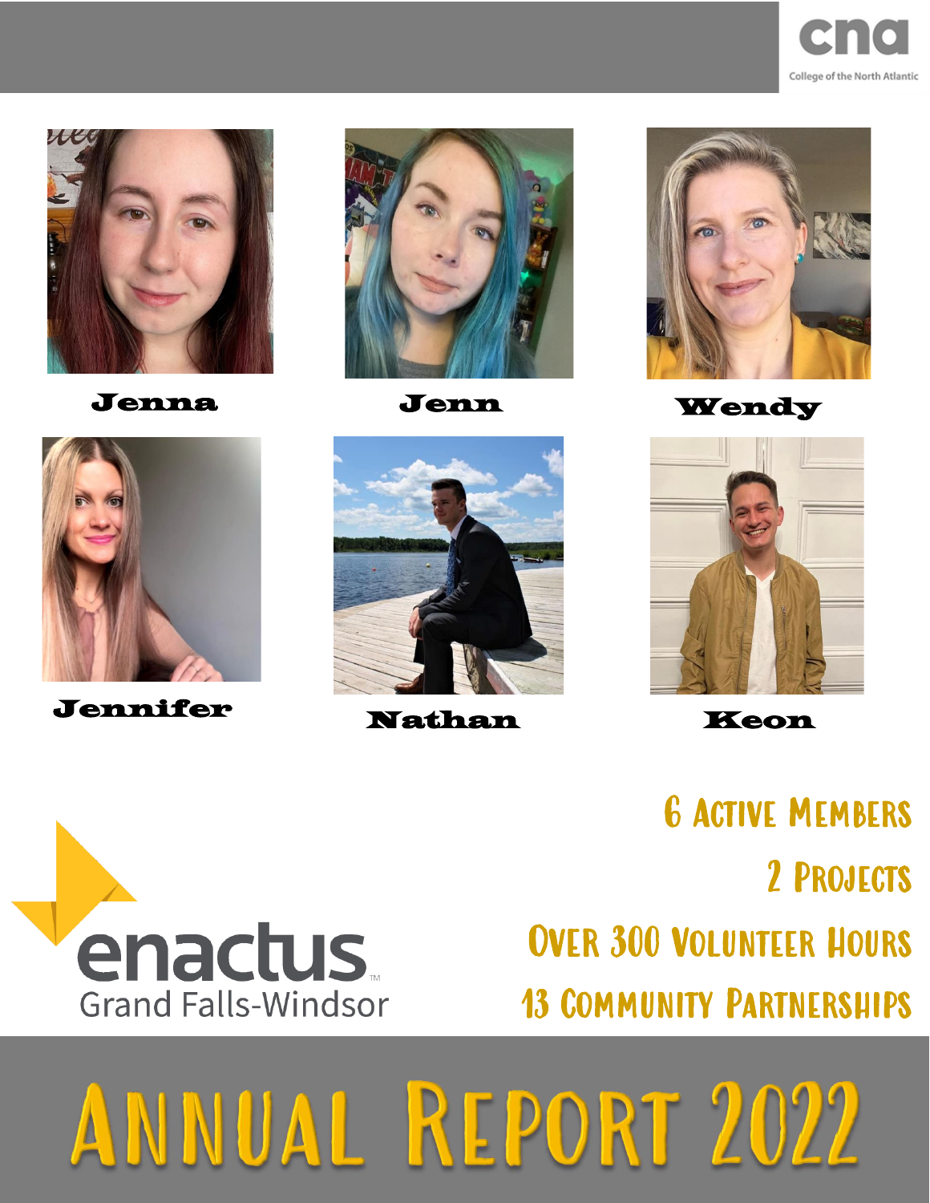cna

College of the North Atlantic

Jenna

Jenn

Wendy

Jennifer

Nathan

Keon

enactus

Grand Falls-Windsor

6 Active Members

2 Projects

Over 300 Volunteer Hours

13 Community Partnerships

# Annual Report 2022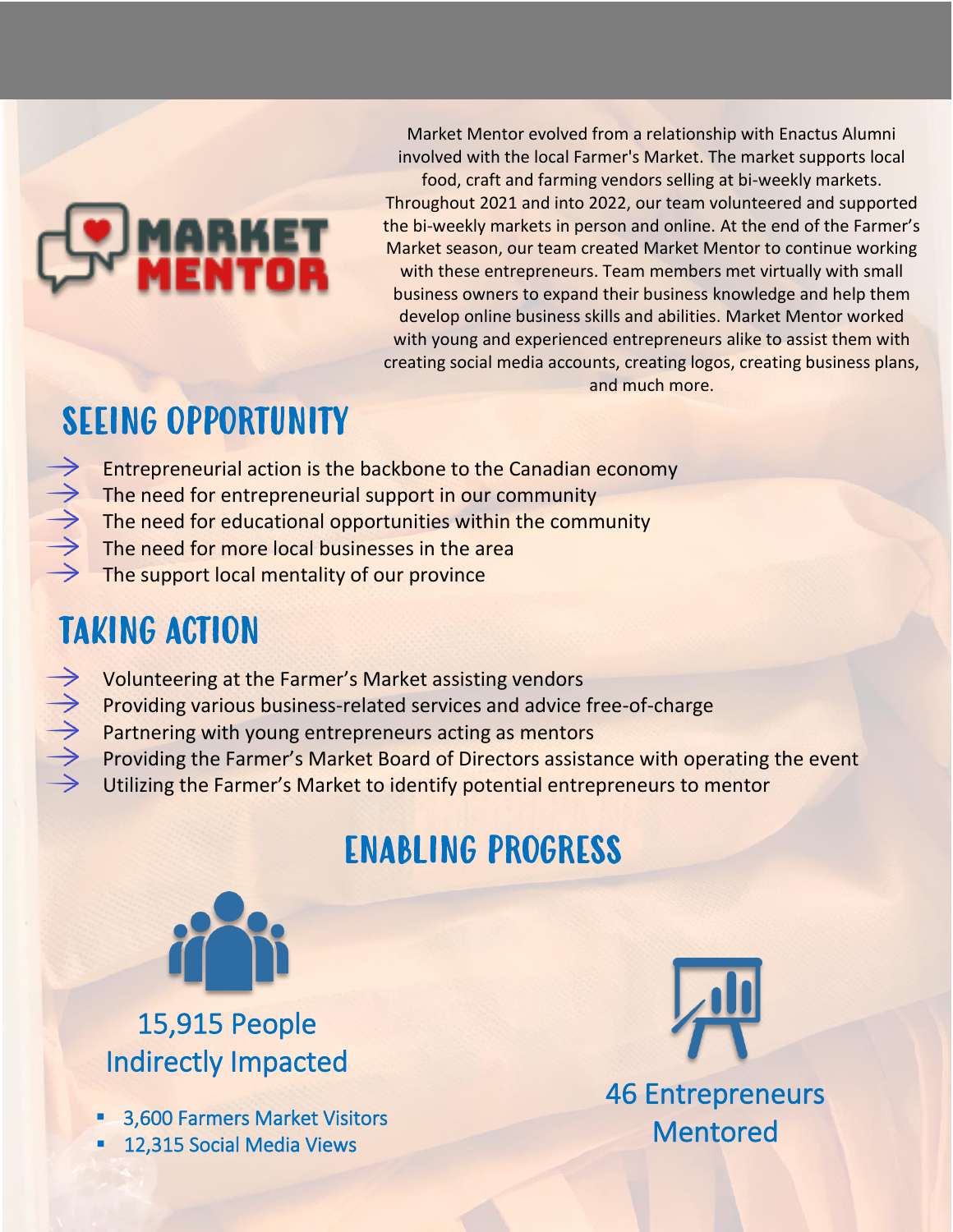MARKET MENTOR

Market Mentor evolved from a relationship with Enactus Alumni involved with the local Farmer's Market. The market supports local food, craft and farming vendors selling at bi-weekly markets. Throughout 2021 and into 2022, our team volunteered and supported the bi-weekly markets in person and online. At the end of the Farmer's Market season, our team created Market Mentor to continue working with these entrepreneurs. Team members met virtually with small business owners to expand their business knowledge and help them develop online business skills and abilities. Market Mentor worked with young and experienced entrepreneurs alike to assist them with creating social media accounts, creating logos, creating business plans, and much more.

## SEEING OPPORTUNITY

- Entrepreneurial action is the backbone to the Canadian economy
- The need for entrepreneurial support in our community
- The need for educational opportunities within the community
- The need for more local businesses in the area
- The support local mentality of our province

## TAKING ACTION

- Volunteering at the Farmer's Market assisting vendors
- Providing various business-related services and advice free-of-charge
- Partnering with young entrepreneurs acting as mentors
- Providing the Farmer's Market Board of Directors assistance with operating the event
- Utilizing the Farmer's Market to identify potential entrepreneurs to mentor

## ENABLING PROGRESS

15,915 People Indirectly Impacted

- 3,600 Farmers Market Visitors
- 12,315 Social Media Views

46 Entrepreneurs Mentored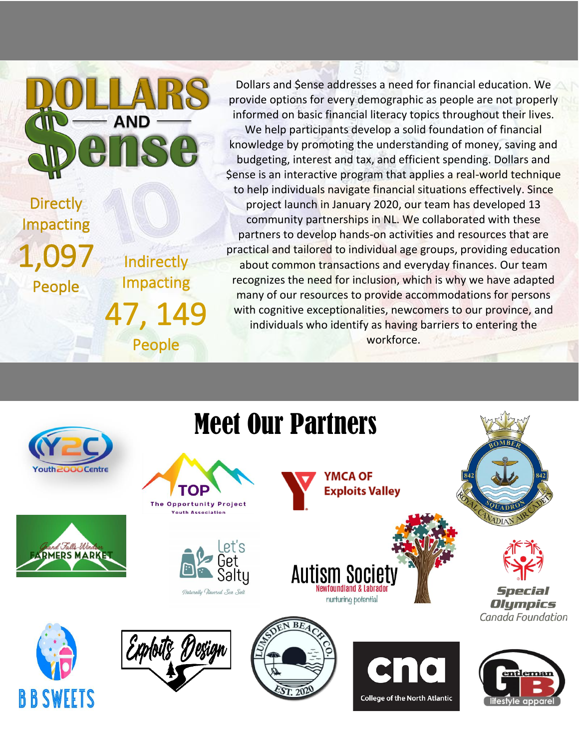# DOLLARS AND $ense

Directly Impacting **1,097** People

Indirectly Impacting **47, 149** People

Dollars and $ense addresses a need for financial education. We provide options for every demographic as people are not properly informed on basic financial literacy topics throughout their lives. We help participants develop a solid foundation of financial knowledge by promoting the understanding of money, saving and budgeting, interest and tax, and efficient spending. Dollars and $ense is an interactive program that applies a real-world technique to help individuals navigate financial situations effectively. Since project launch in January 2020, our team has developed 13 community partnerships in NL. We collaborated with these partners to develop hands-on activities and resources that are practical and tailored to individual age groups, providing education about common transactions and everyday finances. Our team recognizes the need for inclusion, which is why we have adapted many of our resources to provide accommodations for persons with cognitive exceptionalities, newcomers to our province, and individuals who identify as having barriers to entering the workforce.

## Meet Our Partners

- Y2C Youth2000Centre
- TOP The Opportunity Project Youth Association
- YMCA OF Exploits Valley
- 842 Bomber Squadron Royal Canadian Air Cadets
- Grand Falls-Windsor Farmers Market
- Let's Get Salty – Naturally Flavored Sea Salt
- Autism Society Newfoundland & Labrador – nurturing potential
- Special Olympics Canada Foundation
- B B Sweets
- Exploits Design
- Lumsden Beach Co. Est. 2020
- cna College of the North Atlantic
- Gentleman GB lifestyle apparel